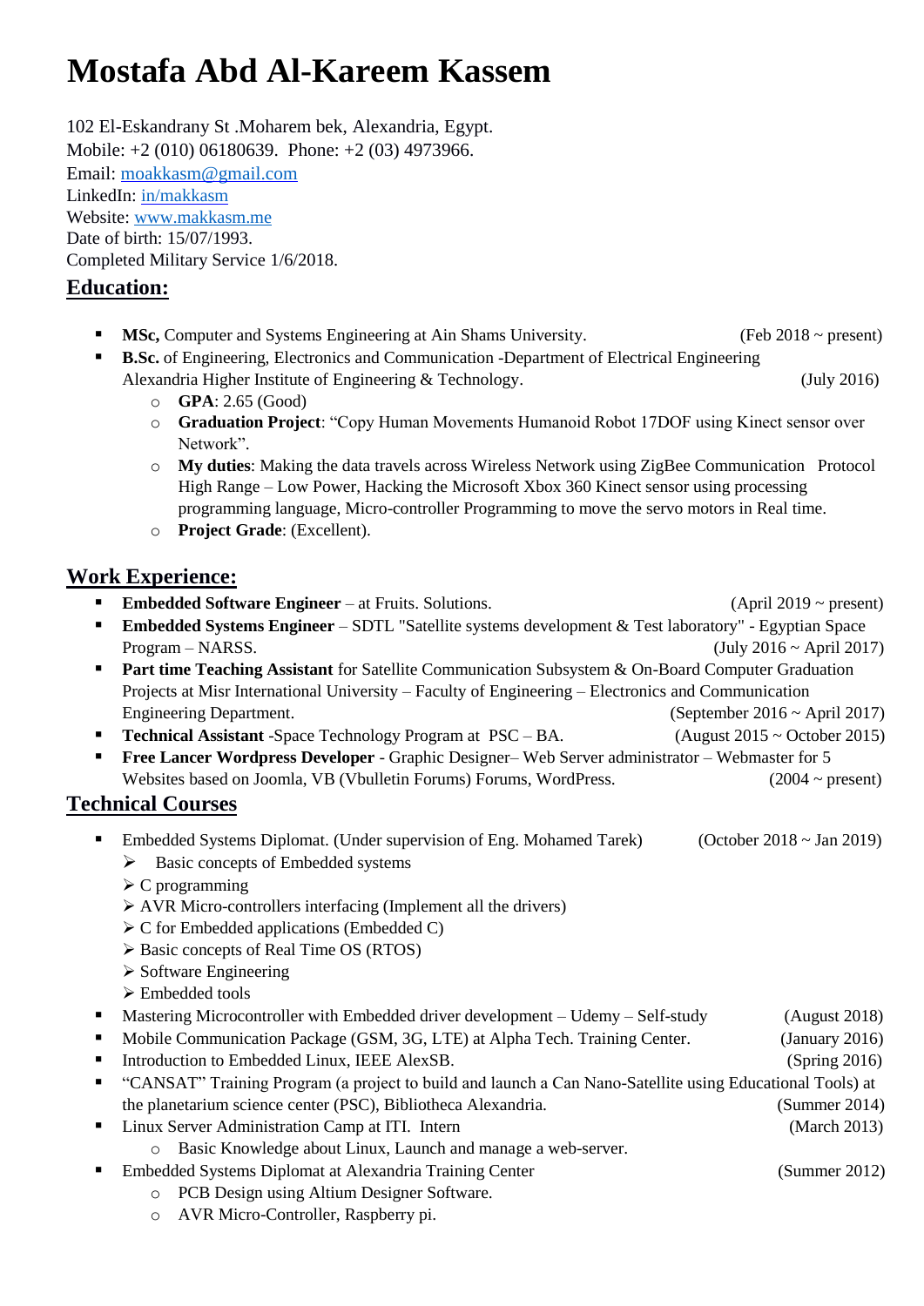# Mostafa Abd Al-Kareem Kassem

102 El-Eskandrany St .Moharem bek, Alexandria, Egypt.
Mobile: +2 (010) 06180639. Phone: +2 (03) 4973966.
Email: [moakkasm@gmail.com](mailto:moakkasm@gmail.com)
LinkedIn: [in/makkasm](in/makkasm)
Website: [www.makkasm.me](http://www.makkasm.me)
Date of birth: 15/07/1993.
Completed Military Service 1/6/2018.

## Education:

- **MSc,** Computer and Systems Engineering at Ain Shams University. (Feb 2018 ~ present)
- **B.Sc.** of Engineering, Electronics and Communication -Department of Electrical Engineering Alexandria Higher Institute of Engineering & Technology. (July 2016)
  - **GPA**: 2.65 (Good)
  - **Graduation Project**: "Copy Human Movements Humanoid Robot 17DOF using Kinect sensor over Network".
  - **My duties**: Making the data travels across Wireless Network using ZigBee Communication Protocol High Range – Low Power, Hacking the Microsoft Xbox 360 Kinect sensor using processing programming language, Micro-controller Programming to move the servo motors in Real time.
  - **Project Grade**: (Excellent).

## Work Experience:

- **Embedded Software Engineer** – at Fruits. Solutions. (April 2019 ~ present)
- **Embedded Systems Engineer** – SDTL "Satellite systems development & Test laboratory" - Egyptian Space Program – NARSS. (July 2016 ~ April 2017)
- **Part time Teaching Assistant** for Satellite Communication Subsystem & On-Board Computer Graduation Projects at Misr International University – Faculty of Engineering – Electronics and Communication Engineering Department. (September 2016 ~ April 2017)
- **Technical Assistant** -Space Technology Program at PSC – BA. (August 2015 ~ October 2015)
- **Free Lancer Wordpress Developer** - Graphic Designer– Web Server administrator – Webmaster for 5 Websites based on Joomla, VB (Vbulletin Forums) Forums, WordPress. (2004 ~ present)

## Technical Courses

- Embedded Systems Diplomat. (Under supervision of Eng. Mohamed Tarek) (October 2018 ~ Jan 2019)
  - Basic concepts of Embedded systems
  - C programming
  - AVR Micro-controllers interfacing (Implement all the drivers)
  - C for Embedded applications (Embedded C)
  - Basic concepts of Real Time OS (RTOS)
  - Software Engineering
  - Embedded tools
- Mastering Microcontroller with Embedded driver development – Udemy – Self-study (August 2018)
- Mobile Communication Package (GSM, 3G, LTE) at Alpha Tech. Training Center. (January 2016)
- Introduction to Embedded Linux, IEEE AlexSB. (Spring 2016)
- "CANSAT" Training Program (a project to build and launch a Can Nano-Satellite using Educational Tools) at the planetarium science center (PSC), Bibliotheca Alexandria. (Summer 2014)
- Linux Server Administration Camp at ITI. Intern (March 2013)
  - Basic Knowledge about Linux, Launch and manage a web-server.
- Embedded Systems Diplomat at Alexandria Training Center (Summer 2012)
  - PCB Design using Altium Designer Software.
  - AVR Micro-Controller, Raspberry pi.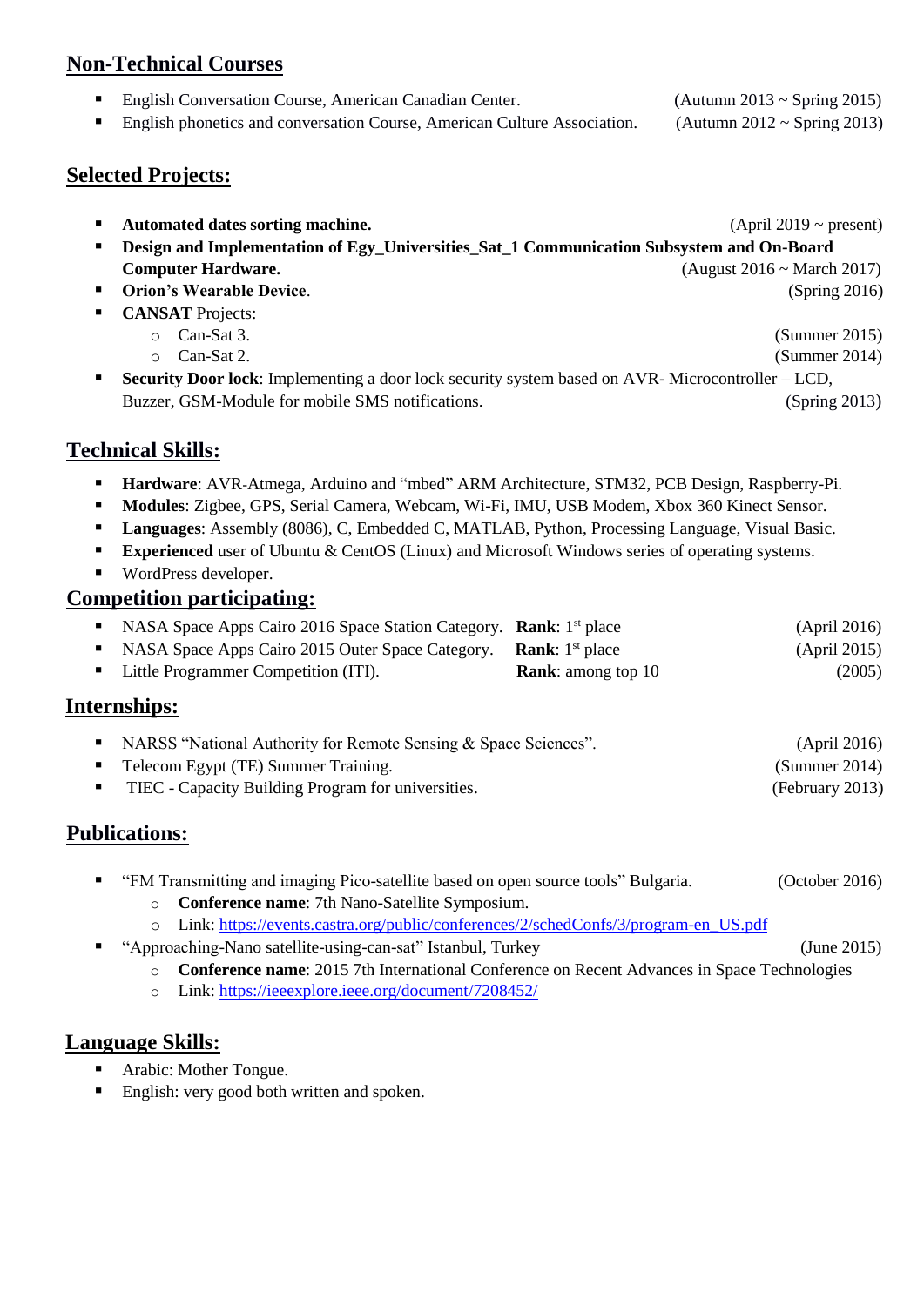## Non-Technical Courses

- English Conversation Course, American Canadian Center. (Autumn 2013 ~ Spring 2015)
- English phonetics and conversation Course, American Culture Association. (Autumn 2012 ~ Spring 2013)

## Selected Projects:

- **Automated dates sorting machine.** (April 2019 ~ present)
- **Design and Implementation of Egy_Universities_Sat_1 Communication Subsystem and On-Board Computer Hardware.** (August 2016 ~ March 2017)
- **Orion's Wearable Device**. (Spring 2016)
- **CANSAT** Projects:
  - Can-Sat 3. (Summer 2015)
  - Can-Sat 2. (Summer 2014)
- **Security Door lock**: Implementing a door lock security system based on AVR- Microcontroller – LCD, Buzzer, GSM-Module for mobile SMS notifications. (Spring 2013)

## Technical Skills:

- **Hardware**: AVR-Atmega, Arduino and "mbed" ARM Architecture, STM32, PCB Design, Raspberry-Pi.
- **Modules**: Zigbee, GPS, Serial Camera, Webcam, Wi-Fi, IMU, USB Modem, Xbox 360 Kinect Sensor.
- **Languages**: Assembly (8086), C, Embedded C, MATLAB, Python, Processing Language, Visual Basic.
- **Experienced** user of Ubuntu & CentOS (Linux) and Microsoft Windows series of operating systems.
- WordPress developer.

## Competition participating:

- NASA Space Apps Cairo 2016 Space Station Category. **Rank**: 1st place (April 2016)
- NASA Space Apps Cairo 2015 Outer Space Category. **Rank**: 1st place (April 2015)
- Little Programmer Competition (ITI). **Rank**: among top 10 (2005)

## Internships:

- NARSS "National Authority for Remote Sensing & Space Sciences". (April 2016)
- Telecom Egypt (TE) Summer Training. (Summer 2014)
- TIEC - Capacity Building Program for universities. (February 2013)

## Publications:

- "FM Transmitting and imaging Pico-satellite based on open source tools" Bulgaria. (October 2016)
  - **Conference name**: 7th Nano-Satellite Symposium.
  - Link: https://events.castra.org/public/conferences/2/schedConfs/3/program-en_US.pdf
- "Approaching-Nano satellite-using-can-sat" Istanbul, Turkey (June 2015)
  - **Conference name**: 2015 7th International Conference on Recent Advances in Space Technologies
  - Link: https://ieeexplore.ieee.org/document/7208452/

## Language Skills:

- Arabic: Mother Tongue.
- English: very good both written and spoken.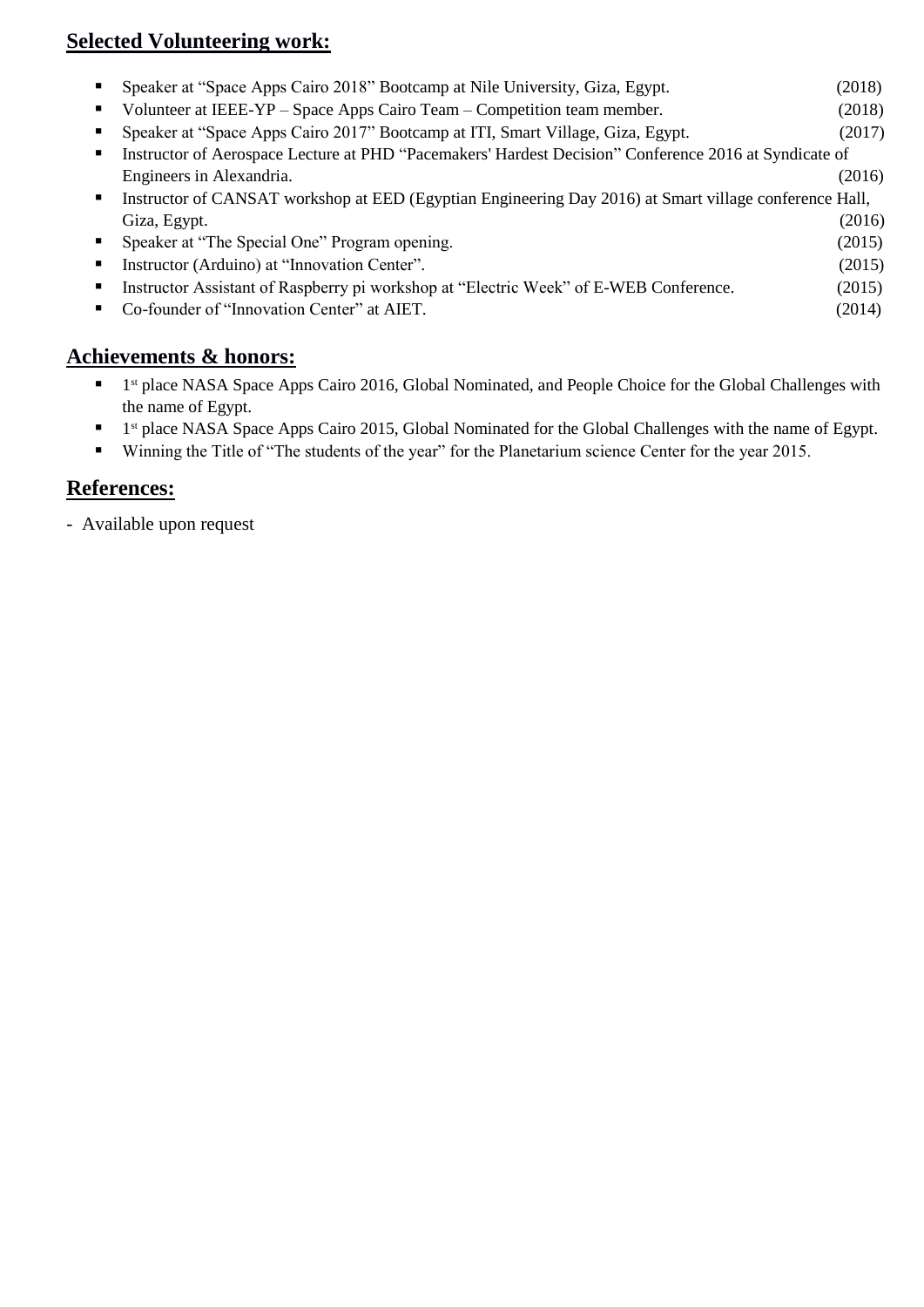## Selected Volunteering work:

- Speaker at "Space Apps Cairo 2018" Bootcamp at Nile University, Giza, Egypt. (2018)
- Volunteer at IEEE-YP – Space Apps Cairo Team – Competition team member. (2018)
- Speaker at "Space Apps Cairo 2017" Bootcamp at ITI, Smart Village, Giza, Egypt. (2017)
- Instructor of Aerospace Lecture at PHD "Pacemakers' Hardest Decision" Conference 2016 at Syndicate of Engineers in Alexandria. (2016)
- Instructor of CANSAT workshop at EED (Egyptian Engineering Day 2016) at Smart village conference Hall, Giza, Egypt. (2016)
- Speaker at "The Special One" Program opening. (2015)
- Instructor (Arduino) at "Innovation Center". (2015)
- Instructor Assistant of Raspberry pi workshop at "Electric Week" of E-WEB Conference. (2015)
- Co-founder of "Innovation Center" at AIET. (2014)

## Achievements & honors:

- 1st place NASA Space Apps Cairo 2016, Global Nominated, and People Choice for the Global Challenges with the name of Egypt.
- 1st place NASA Space Apps Cairo 2015, Global Nominated for the Global Challenges with the name of Egypt.
- Winning the Title of "The students of the year" for the Planetarium science Center for the year 2015.

## References:

- Available upon request